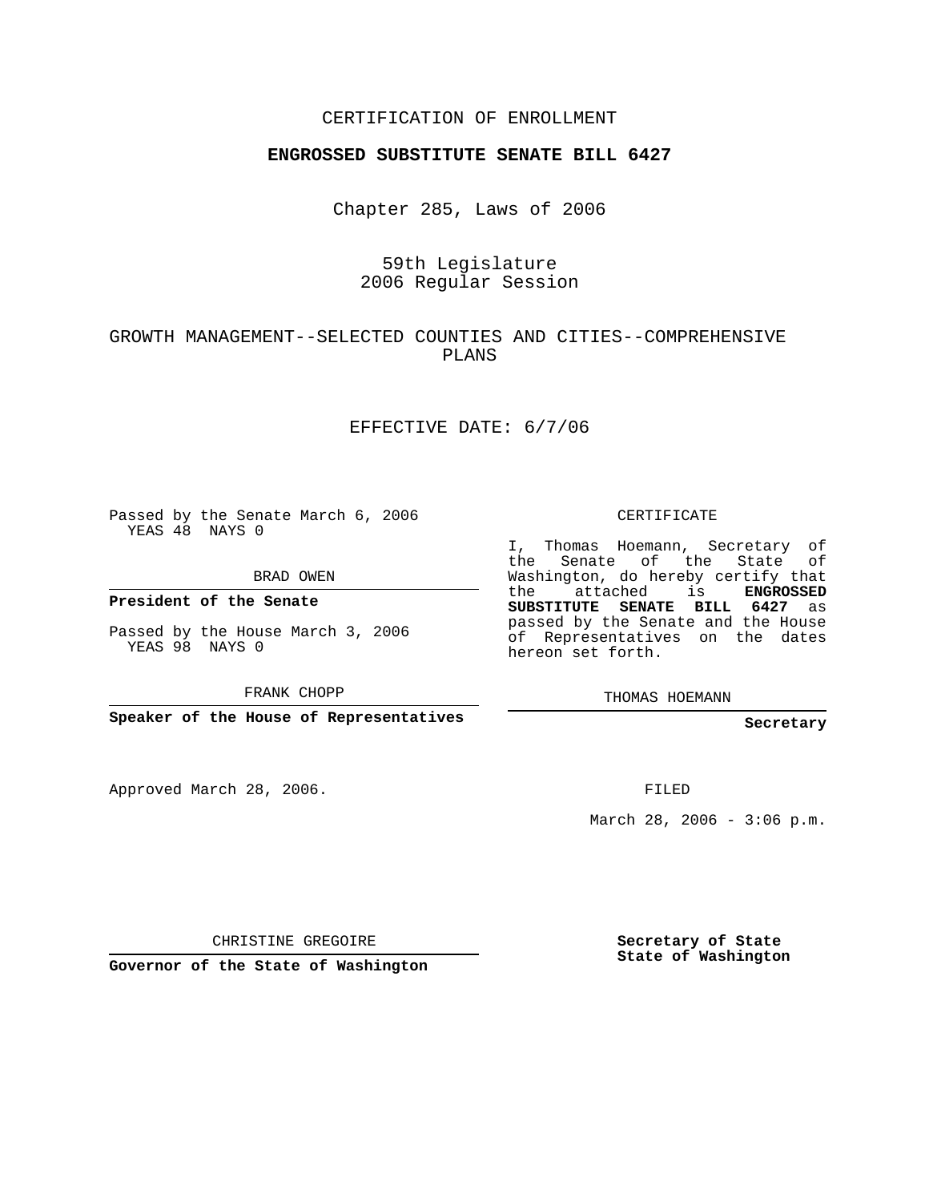CERTIFICATION OF ENROLLMENT

**ENGROSSED SUBSTITUTE SENATE BILL 6427**

Chapter 285, Laws of 2006

59th Legislature
2006 Regular Session

GROWTH MANAGEMENT--SELECTED COUNTIES AND CITIES--COMPREHENSIVE PLANS

EFFECTIVE DATE: 6/7/06

Passed by the Senate March 6, 2006
YEAS 48 NAYS 0

BRAD OWEN

**President of the Senate**

Passed by the House March 3, 2006
YEAS 98 NAYS 0

FRANK CHOPP

**Speaker of the House of Representatives**

Approved March 28, 2006.

CHRISTINE GREGOIRE

**Governor of the State of Washington**

CERTIFICATE

I, Thomas Hoemann, Secretary of the Senate of the State of Washington, do hereby certify that the attached is **ENGROSSED SUBSTITUTE SENATE BILL 6427** as passed by the Senate and the House of Representatives on the dates hereon set forth.

THOMAS HOEMANN

**Secretary**

FILED

March 28, 2006 - 3:06 p.m.

**Secretary of State**
**State of Washington**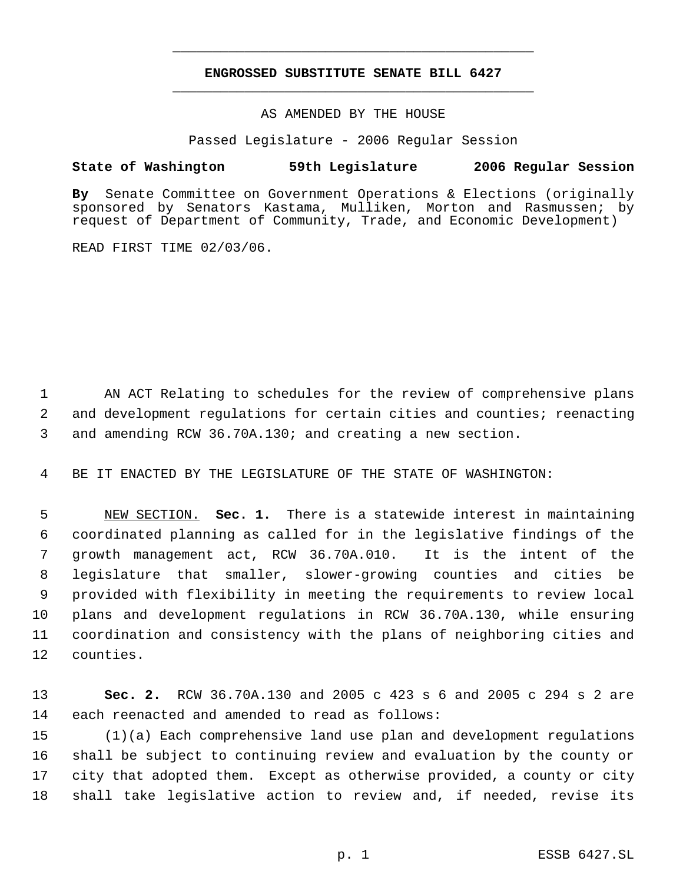**ENGROSSED SUBSTITUTE SENATE BILL 6427**

AS AMENDED BY THE HOUSE

Passed Legislature - 2006 Regular Session

**State of Washington 59th Legislature 2006 Regular Session**

**By** Senate Committee on Government Operations & Elections (originally sponsored by Senators Kastama, Mulliken, Morton and Rasmussen; by request of Department of Community, Trade, and Economic Development)

READ FIRST TIME 02/03/06.

AN ACT Relating to schedules for the review of comprehensive plans and development regulations for certain cities and counties; reenacting and amending RCW 36.70A.130; and creating a new section.

BE IT ENACTED BY THE LEGISLATURE OF THE STATE OF WASHINGTON:

NEW SECTION. **Sec. 1.** There is a statewide interest in maintaining coordinated planning as called for in the legislative findings of the growth management act, RCW 36.70A.010. It is the intent of the legislature that smaller, slower-growing counties and cities be provided with flexibility in meeting the requirements to review local plans and development regulations in RCW 36.70A.130, while ensuring coordination and consistency with the plans of neighboring cities and counties.

**Sec. 2.** RCW 36.70A.130 and 2005 c 423 s 6 and 2005 c 294 s 2 are each reenacted and amended to read as follows:

(1)(a) Each comprehensive land use plan and development regulations shall be subject to continuing review and evaluation by the county or city that adopted them. Except as otherwise provided, a county or city shall take legislative action to review and, if needed, revise its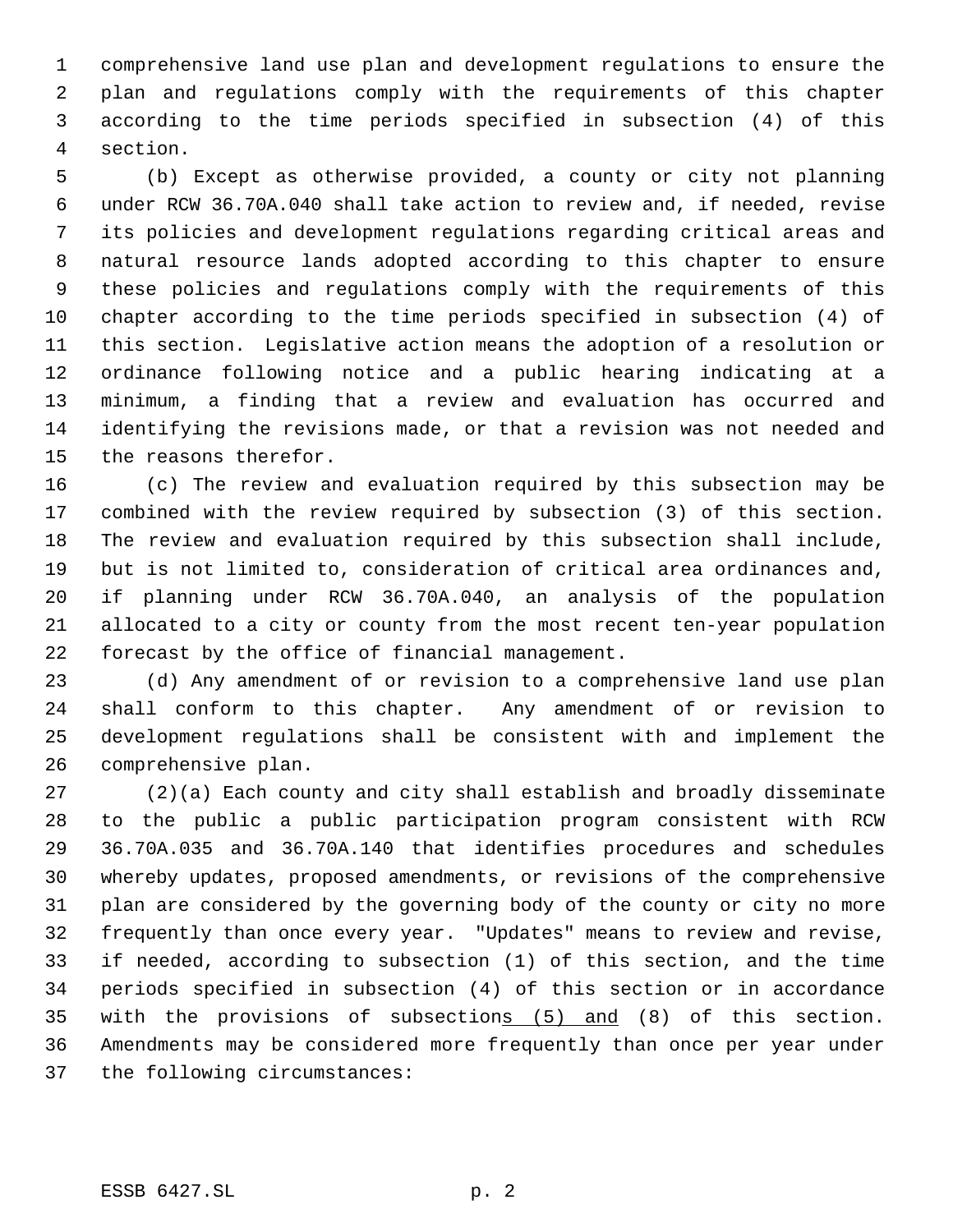comprehensive land use plan and development regulations to ensure the plan and regulations comply with the requirements of this chapter according to the time periods specified in subsection (4) of this section.

(b) Except as otherwise provided, a county or city not planning under RCW 36.70A.040 shall take action to review and, if needed, revise its policies and development regulations regarding critical areas and natural resource lands adopted according to this chapter to ensure these policies and regulations comply with the requirements of this chapter according to the time periods specified in subsection (4) of this section. Legislative action means the adoption of a resolution or ordinance following notice and a public hearing indicating at a minimum, a finding that a review and evaluation has occurred and identifying the revisions made, or that a revision was not needed and the reasons therefor.

(c) The review and evaluation required by this subsection may be combined with the review required by subsection (3) of this section. The review and evaluation required by this subsection shall include, but is not limited to, consideration of critical area ordinances and, if planning under RCW 36.70A.040, an analysis of the population allocated to a city or county from the most recent ten-year population forecast by the office of financial management.

(d) Any amendment of or revision to a comprehensive land use plan shall conform to this chapter. Any amendment of or revision to development regulations shall be consistent with and implement the comprehensive plan.

(2)(a) Each county and city shall establish and broadly disseminate to the public a public participation program consistent with RCW 36.70A.035 and 36.70A.140 that identifies procedures and schedules whereby updates, proposed amendments, or revisions of the comprehensive plan are considered by the governing body of the county or city no more frequently than once every year. "Updates" means to review and revise, if needed, according to subsection (1) of this section, and the time periods specified in subsection (4) of this section or in accordance with the provisions of subsections (5) and (8) of this section. Amendments may be considered more frequently than once per year under the following circumstances: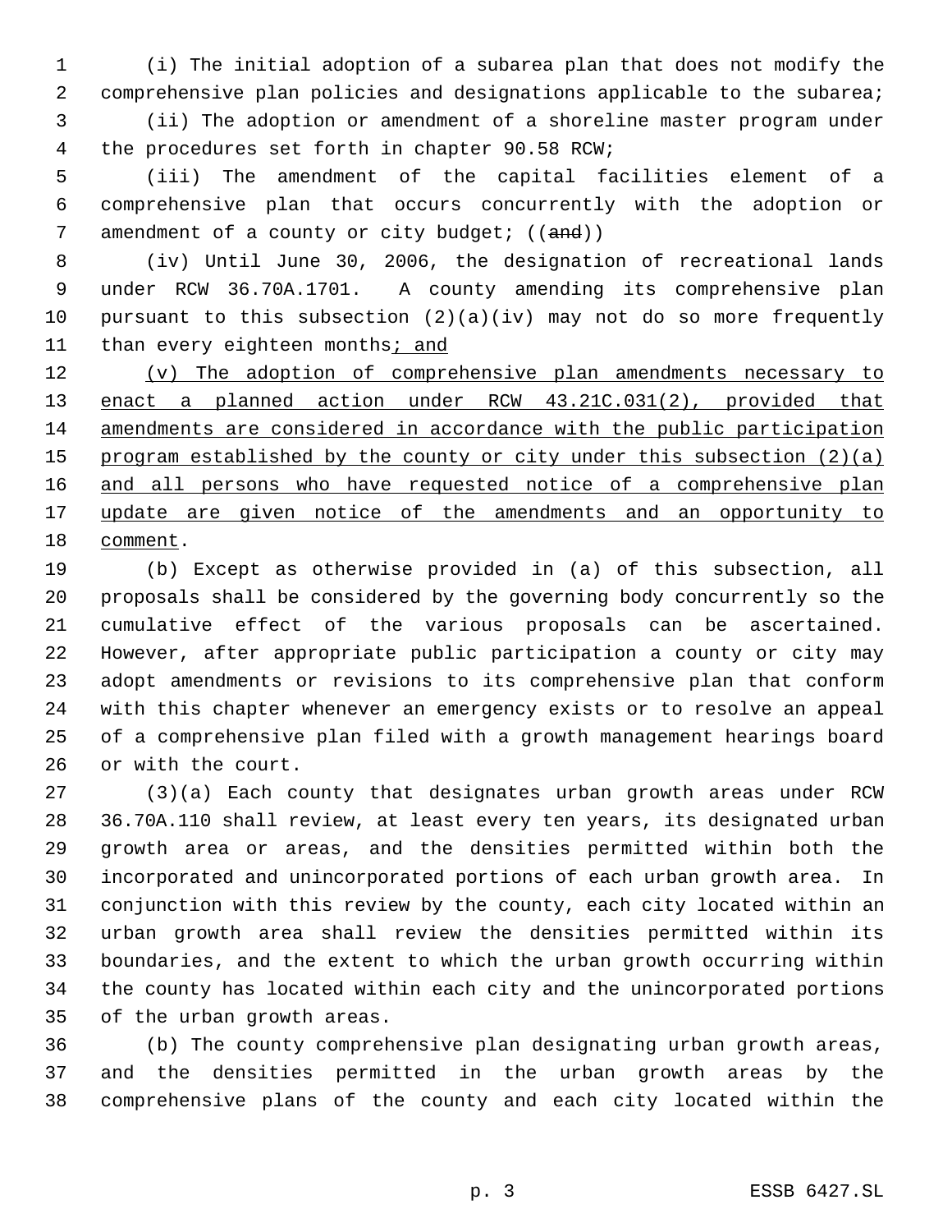(i) The initial adoption of a subarea plan that does not modify the comprehensive plan policies and designations applicable to the subarea;

(ii) The adoption or amendment of a shoreline master program under the procedures set forth in chapter 90.58 RCW;

(iii) The amendment of the capital facilities element of a comprehensive plan that occurs concurrently with the adoption or amendment of a county or city budget; ((~~and~~))

(iv) Until June 30, 2006, the designation of recreational lands under RCW 36.70A.1701. A county amending its comprehensive plan pursuant to this subsection (2)(a)(iv) may not do so more frequently than every eighteen months<u>; and</u>

<u>(v) The adoption of comprehensive plan amendments necessary to enact a planned action under RCW 43.21C.031(2), provided that amendments are considered in accordance with the public participation program established by the county or city under this subsection (2)(a) and all persons who have requested notice of a comprehensive plan update are given notice of the amendments and an opportunity to comment</u>.

(b) Except as otherwise provided in (a) of this subsection, all proposals shall be considered by the governing body concurrently so the cumulative effect of the various proposals can be ascertained. However, after appropriate public participation a county or city may adopt amendments or revisions to its comprehensive plan that conform with this chapter whenever an emergency exists or to resolve an appeal of a comprehensive plan filed with a growth management hearings board or with the court.

(3)(a) Each county that designates urban growth areas under RCW 36.70A.110 shall review, at least every ten years, its designated urban growth area or areas, and the densities permitted within both the incorporated and unincorporated portions of each urban growth area. In conjunction with this review by the county, each city located within an urban growth area shall review the densities permitted within its boundaries, and the extent to which the urban growth occurring within the county has located within each city and the unincorporated portions of the urban growth areas.

(b) The county comprehensive plan designating urban growth areas, and the densities permitted in the urban growth areas by the comprehensive plans of the county and each city located within the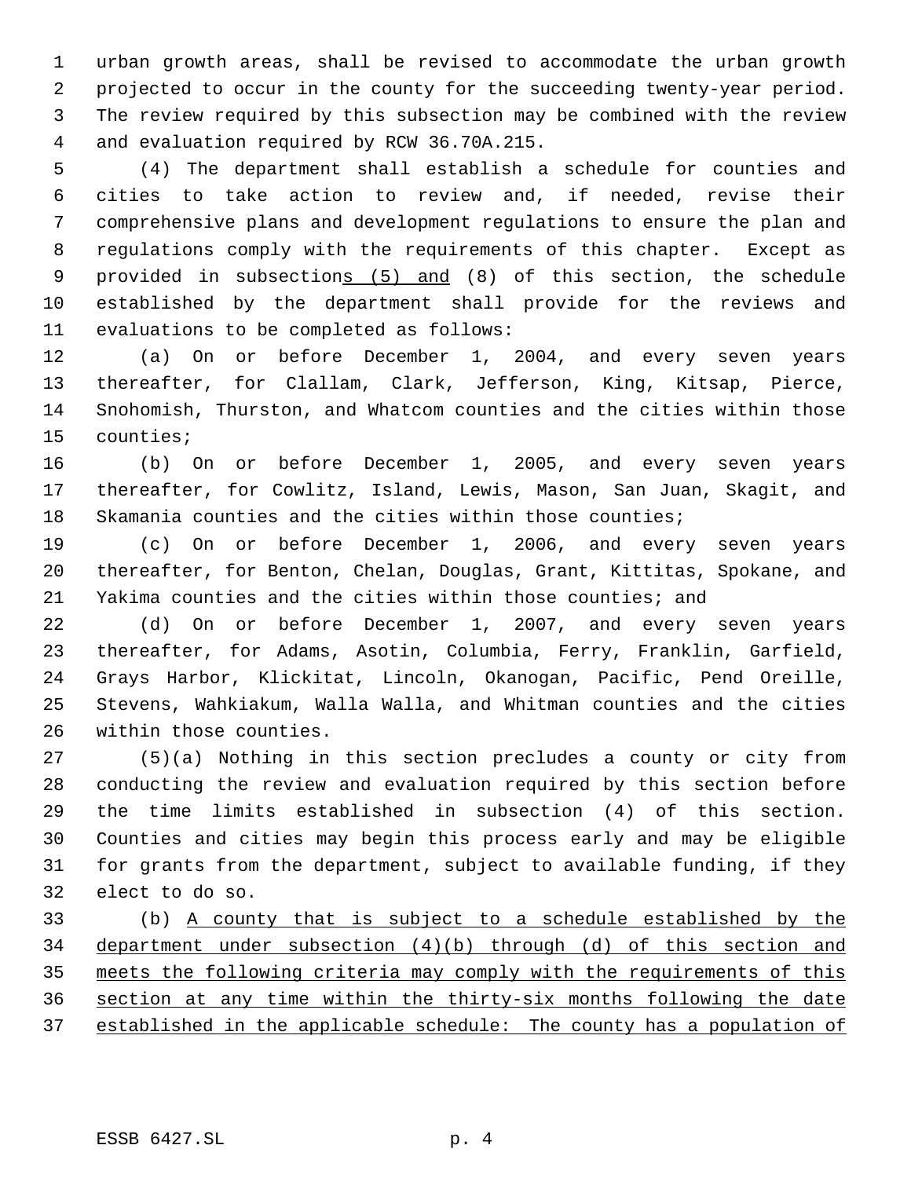urban growth areas, shall be revised to accommodate the urban growth projected to occur in the county for the succeeding twenty-year period. The review required by this subsection may be combined with the review and evaluation required by RCW 36.70A.215.

(4) The department shall establish a schedule for counties and cities to take action to review and, if needed, revise their comprehensive plans and development regulations to ensure the plan and regulations comply with the requirements of this chapter. Except as provided in subsections (5) and (8) of this section, the schedule established by the department shall provide for the reviews and evaluations to be completed as follows:

(a) On or before December 1, 2004, and every seven years thereafter, for Clallam, Clark, Jefferson, King, Kitsap, Pierce, Snohomish, Thurston, and Whatcom counties and the cities within those counties;

(b) On or before December 1, 2005, and every seven years thereafter, for Cowlitz, Island, Lewis, Mason, San Juan, Skagit, and Skamania counties and the cities within those counties;

(c) On or before December 1, 2006, and every seven years thereafter, for Benton, Chelan, Douglas, Grant, Kittitas, Spokane, and Yakima counties and the cities within those counties; and

(d) On or before December 1, 2007, and every seven years thereafter, for Adams, Asotin, Columbia, Ferry, Franklin, Garfield, Grays Harbor, Klickitat, Lincoln, Okanogan, Pacific, Pend Oreille, Stevens, Wahkiakum, Walla Walla, and Whitman counties and the cities within those counties.

(5)(a) Nothing in this section precludes a county or city from conducting the review and evaluation required by this section before the time limits established in subsection (4) of this section. Counties and cities may begin this process early and may be eligible for grants from the department, subject to available funding, if they elect to do so.

(b) A county that is subject to a schedule established by the department under subsection (4)(b) through (d) of this section and meets the following criteria may comply with the requirements of this section at any time within the thirty-six months following the date established in the applicable schedule: The county has a population of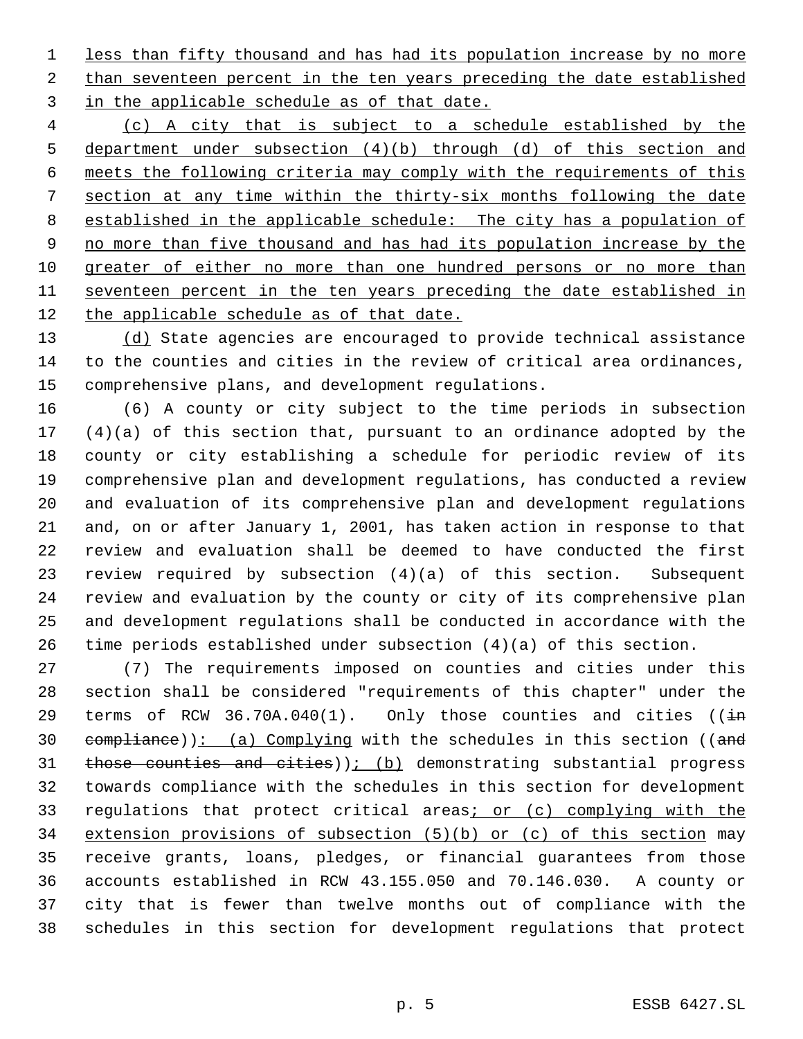less than fifty thousand and has had its population increase by no more than seventeen percent in the ten years preceding the date established in the applicable schedule as of that date.

(c) A city that is subject to a schedule established by the department under subsection (4)(b) through (d) of this section and meets the following criteria may comply with the requirements of this section at any time within the thirty-six months following the date established in the applicable schedule: The city has a population of no more than five thousand and has had its population increase by the greater of either no more than one hundred persons or no more than seventeen percent in the ten years preceding the date established in the applicable schedule as of that date.

(d) State agencies are encouraged to provide technical assistance to the counties and cities in the review of critical area ordinances, comprehensive plans, and development regulations.

(6) A county or city subject to the time periods in subsection (4)(a) of this section that, pursuant to an ordinance adopted by the county or city establishing a schedule for periodic review of its comprehensive plan and development regulations, has conducted a review and evaluation of its comprehensive plan and development regulations and, on or after January 1, 2001, has taken action in response to that review and evaluation shall be deemed to have conducted the first review required by subsection (4)(a) of this section. Subsequent review and evaluation by the county or city of its comprehensive plan and development regulations shall be conducted in accordance with the time periods established under subsection (4)(a) of this section.

(7) The requirements imposed on counties and cities under this section shall be considered "requirements of this chapter" under the terms of RCW 36.70A.040(1). Only those counties and cities ((~~in compliance~~)): (a) Complying with the schedules in this section ((~~and those counties and cities~~)); (b) demonstrating substantial progress towards compliance with the schedules in this section for development regulations that protect critical areas; or (c) complying with the extension provisions of subsection (5)(b) or (c) of this section may receive grants, loans, pledges, or financial guarantees from those accounts established in RCW 43.155.050 and 70.146.030. A county or city that is fewer than twelve months out of compliance with the schedules in this section for development regulations that protect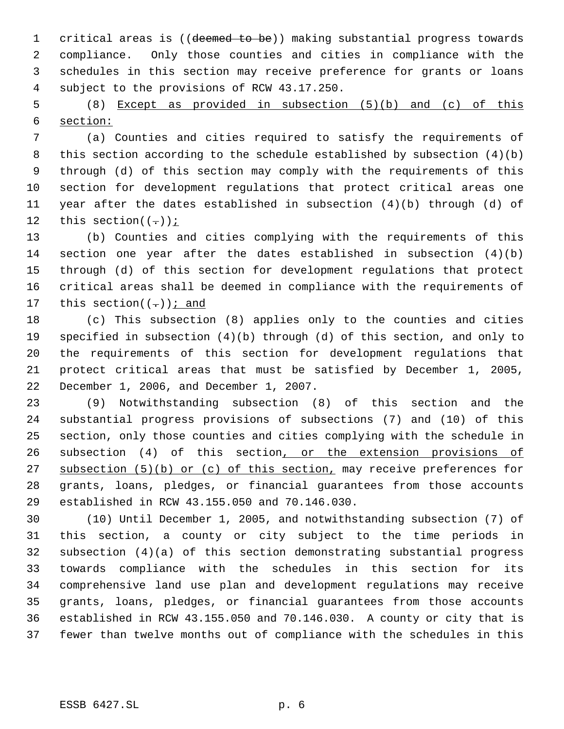critical areas is ((~~deemed to be~~)) making substantial progress towards compliance. Only those counties and cities in compliance with the schedules in this section may receive preference for grants or loans subject to the provisions of RCW 43.17.250.

(8) <u>Except as provided in subsection (5)(b) and (c) of this section:</u>

(a) Counties and cities required to satisfy the requirements of this section according to the schedule established by subsection (4)(b) through (d) of this section may comply with the requirements of this section for development regulations that protect critical areas one year after the dates established in subsection (4)(b) through (d) of this section((~~.~~))<u>;</u>

(b) Counties and cities complying with the requirements of this section one year after the dates established in subsection (4)(b) through (d) of this section for development regulations that protect critical areas shall be deemed in compliance with the requirements of this section((~~.~~))<u>; and</u>

(c) This subsection (8) applies only to the counties and cities specified in subsection (4)(b) through (d) of this section, and only to the requirements of this section for development regulations that protect critical areas that must be satisfied by December 1, 2005, December 1, 2006, and December 1, 2007.

(9) Notwithstanding subsection (8) of this section and the substantial progress provisions of subsections (7) and (10) of this section, only those counties and cities complying with the schedule in subsection (4) of this section<u>, or the extension provisions of subsection (5)(b) or (c) of this section,</u> may receive preferences for grants, loans, pledges, or financial guarantees from those accounts established in RCW 43.155.050 and 70.146.030.

(10) Until December 1, 2005, and notwithstanding subsection (7) of this section, a county or city subject to the time periods in subsection (4)(a) of this section demonstrating substantial progress towards compliance with the schedules in this section for its comprehensive land use plan and development regulations may receive grants, loans, pledges, or financial guarantees from those accounts established in RCW 43.155.050 and 70.146.030. A county or city that is fewer than twelve months out of compliance with the schedules in this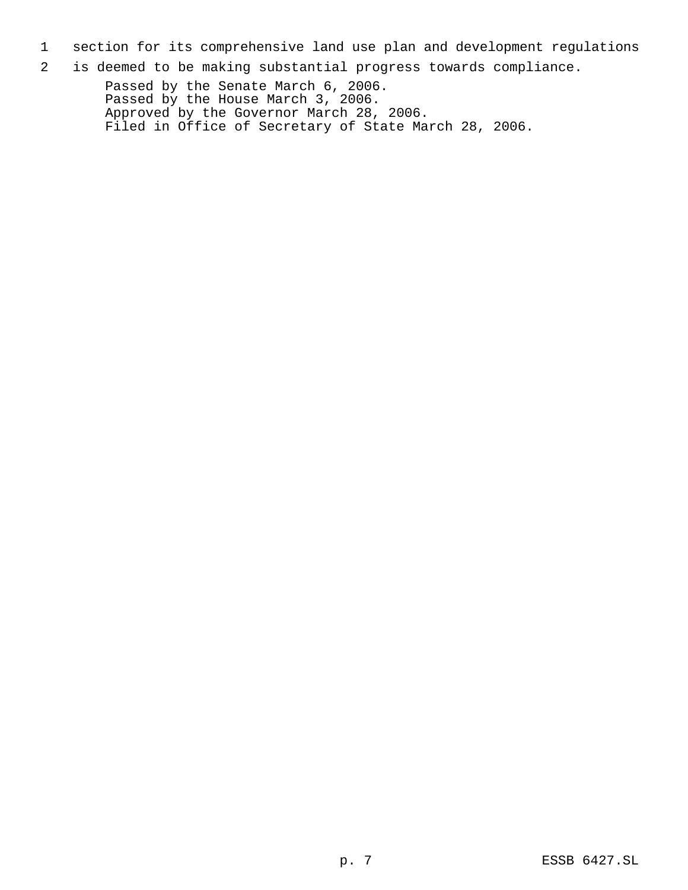section for its comprehensive land use plan and development regulations is deemed to be making substantial progress towards compliance.

Passed by the Senate March 6, 2006.
Passed by the House March 3, 2006.
Approved by the Governor March 28, 2006.
Filed in Office of Secretary of State March 28, 2006.